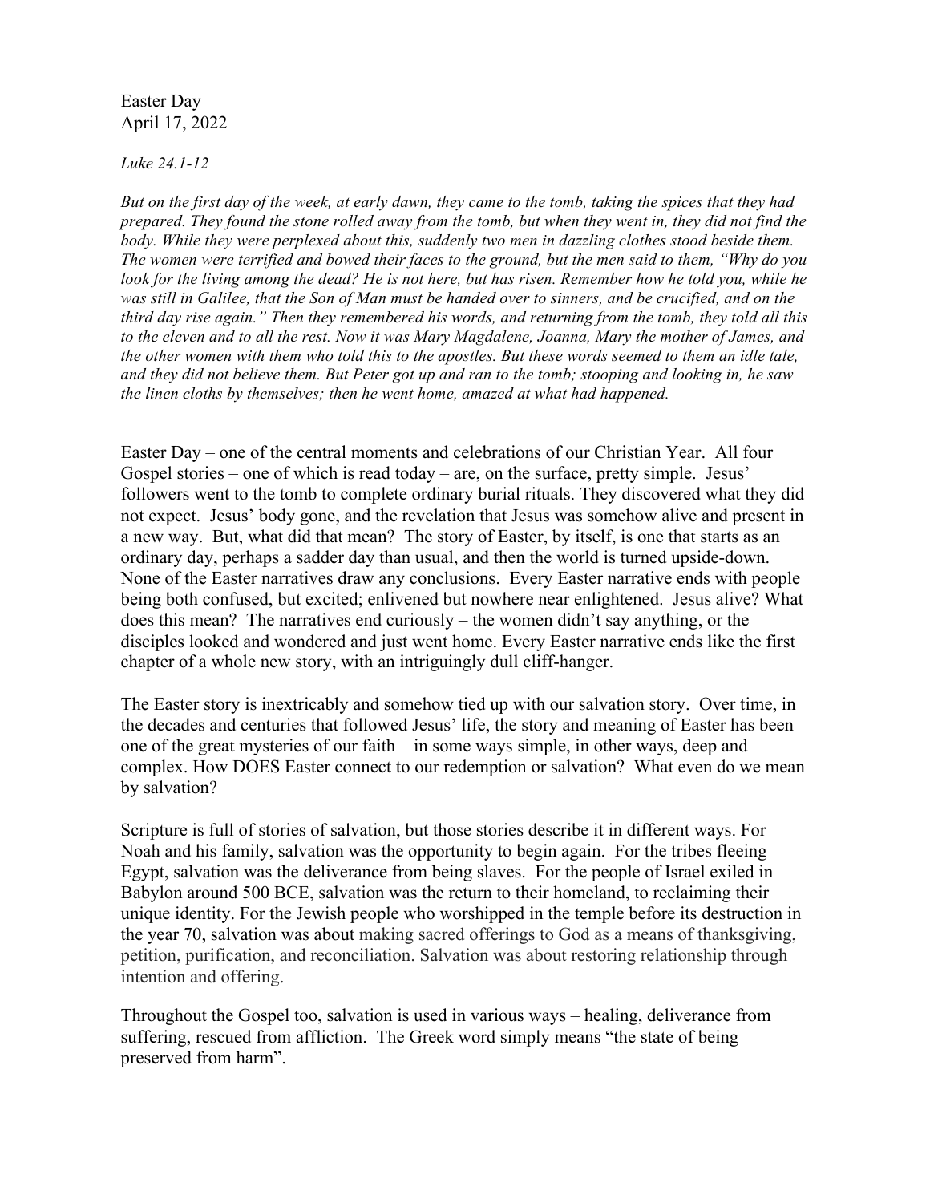Easter Day
April 17, 2022

*Luke 24.1-12*

*But on the first day of the week, at early dawn, they came to the tomb, taking the spices that they had prepared. They found the stone rolled away from the tomb, but when they went in, they did not find the body. While they were perplexed about this, suddenly two men in dazzling clothes stood beside them. The women were terrified and bowed their faces to the ground, but the men said to them, "Why do you look for the living among the dead? He is not here, but has risen. Remember how he told you, while he was still in Galilee, that the Son of Man must be handed over to sinners, and be crucified, and on the third day rise again." Then they remembered his words, and returning from the tomb, they told all this to the eleven and to all the rest. Now it was Mary Magdalene, Joanna, Mary the mother of James, and the other women with them who told this to the apostles. But these words seemed to them an idle tale, and they did not believe them. But Peter got up and ran to the tomb; stooping and looking in, he saw the linen cloths by themselves; then he went home, amazed at what had happened.*

Easter Day – one of the central moments and celebrations of our Christian Year. All four Gospel stories – one of which is read today – are, on the surface, pretty simple. Jesus' followers went to the tomb to complete ordinary burial rituals. They discovered what they did not expect. Jesus' body gone, and the revelation that Jesus was somehow alive and present in a new way. But, what did that mean? The story of Easter, by itself, is one that starts as an ordinary day, perhaps a sadder day than usual, and then the world is turned upside-down. None of the Easter narratives draw any conclusions. Every Easter narrative ends with people being both confused, but excited; enlivened but nowhere near enlightened. Jesus alive? What does this mean? The narratives end curiously – the women didn't say anything, or the disciples looked and wondered and just went home. Every Easter narrative ends like the first chapter of a whole new story, with an intriguingly dull cliff-hanger.

The Easter story is inextricably and somehow tied up with our salvation story. Over time, in the decades and centuries that followed Jesus' life, the story and meaning of Easter has been one of the great mysteries of our faith – in some ways simple, in other ways, deep and complex. How DOES Easter connect to our redemption or salvation? What even do we mean by salvation?

Scripture is full of stories of salvation, but those stories describe it in different ways. For Noah and his family, salvation was the opportunity to begin again. For the tribes fleeing Egypt, salvation was the deliverance from being slaves. For the people of Israel exiled in Babylon around 500 BCE, salvation was the return to their homeland, to reclaiming their unique identity. For the Jewish people who worshipped in the temple before its destruction in the year 70, salvation was about making sacred offerings to God as a means of thanksgiving, petition, purification, and reconciliation. Salvation was about restoring relationship through intention and offering.

Throughout the Gospel too, salvation is used in various ways – healing, deliverance from suffering, rescued from affliction. The Greek word simply means "the state of being preserved from harm".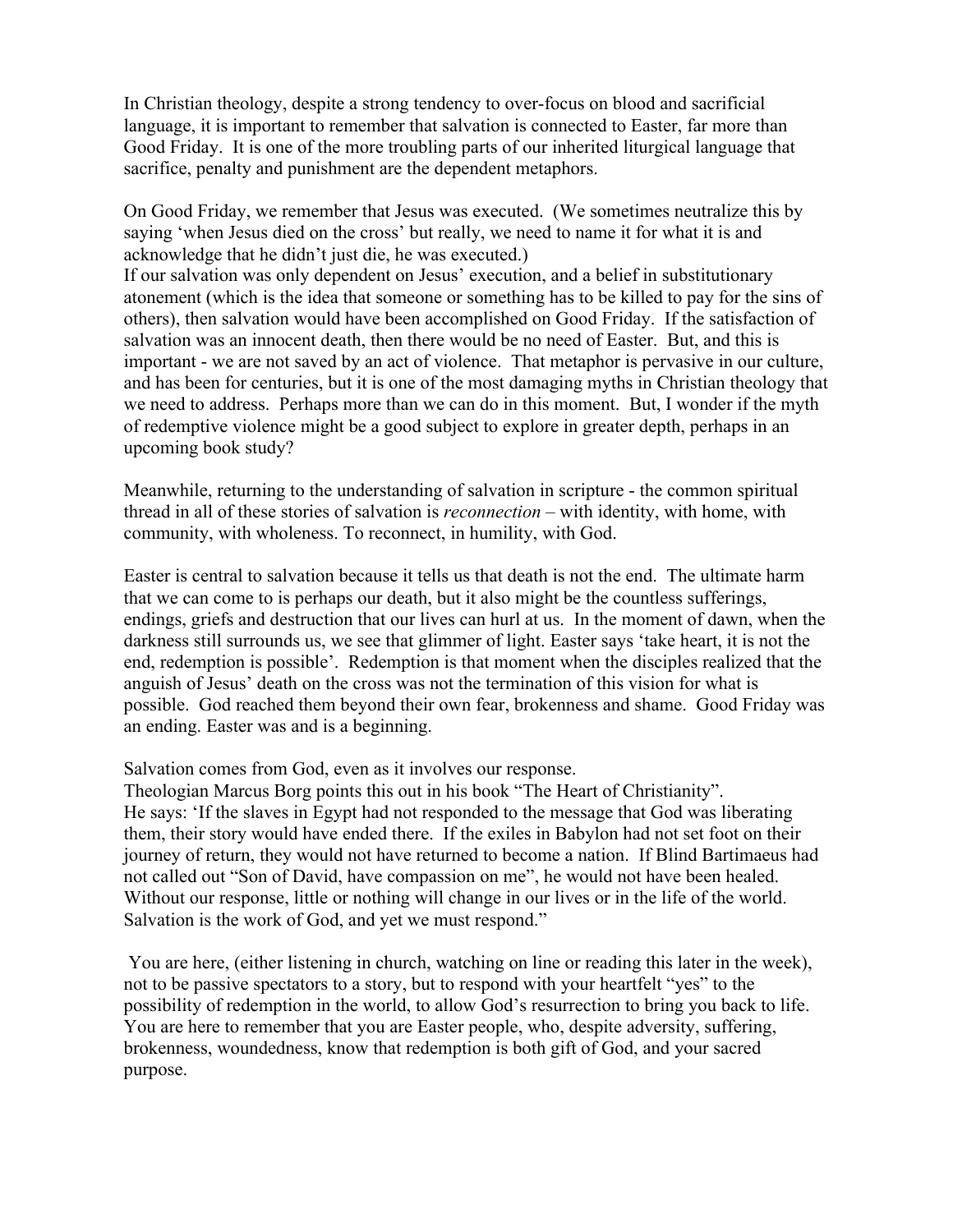In Christian theology, despite a strong tendency to over-focus on blood and sacrificial language, it is important to remember that salvation is connected to Easter, far more than Good Friday. It is one of the more troubling parts of our inherited liturgical language that sacrifice, penalty and punishment are the dependent metaphors.

On Good Friday, we remember that Jesus was executed. (We sometimes neutralize this by saying 'when Jesus died on the cross' but really, we need to name it for what it is and acknowledge that he didn't just die, he was executed.)
If our salvation was only dependent on Jesus' execution, and a belief in substitutionary atonement (which is the idea that someone or something has to be killed to pay for the sins of others), then salvation would have been accomplished on Good Friday. If the satisfaction of salvation was an innocent death, then there would be no need of Easter. But, and this is important - we are not saved by an act of violence. That metaphor is pervasive in our culture, and has been for centuries, but it is one of the most damaging myths in Christian theology that we need to address. Perhaps more than we can do in this moment. But, I wonder if the myth of redemptive violence might be a good subject to explore in greater depth, perhaps in an upcoming book study?

Meanwhile, returning to the understanding of salvation in scripture - the common spiritual thread in all of these stories of salvation is *reconnection* – with identity, with home, with community, with wholeness. To reconnect, in humility, with God.

Easter is central to salvation because it tells us that death is not the end. The ultimate harm that we can come to is perhaps our death, but it also might be the countless sufferings, endings, griefs and destruction that our lives can hurl at us. In the moment of dawn, when the darkness still surrounds us, we see that glimmer of light. Easter says 'take heart, it is not the end, redemption is possible'. Redemption is that moment when the disciples realized that the anguish of Jesus' death on the cross was not the termination of this vision for what is possible. God reached them beyond their own fear, brokenness and shame. Good Friday was an ending. Easter was and is a beginning.

Salvation comes from God, even as it involves our response.
Theologian Marcus Borg points this out in his book "The Heart of Christianity".
He says: 'If the slaves in Egypt had not responded to the message that God was liberating them, their story would have ended there. If the exiles in Babylon had not set foot on their journey of return, they would not have returned to become a nation. If Blind Bartimaeus had not called out "Son of David, have compassion on me", he would not have been healed. Without our response, little or nothing will change in our lives or in the life of the world. Salvation is the work of God, and yet we must respond."

You are here, (either listening in church, watching on line or reading this later in the week), not to be passive spectators to a story, but to respond with your heartfelt "yes" to the possibility of redemption in the world, to allow God's resurrection to bring you back to life. You are here to remember that you are Easter people, who, despite adversity, suffering, brokenness, woundedness, know that redemption is both gift of God, and your sacred purpose.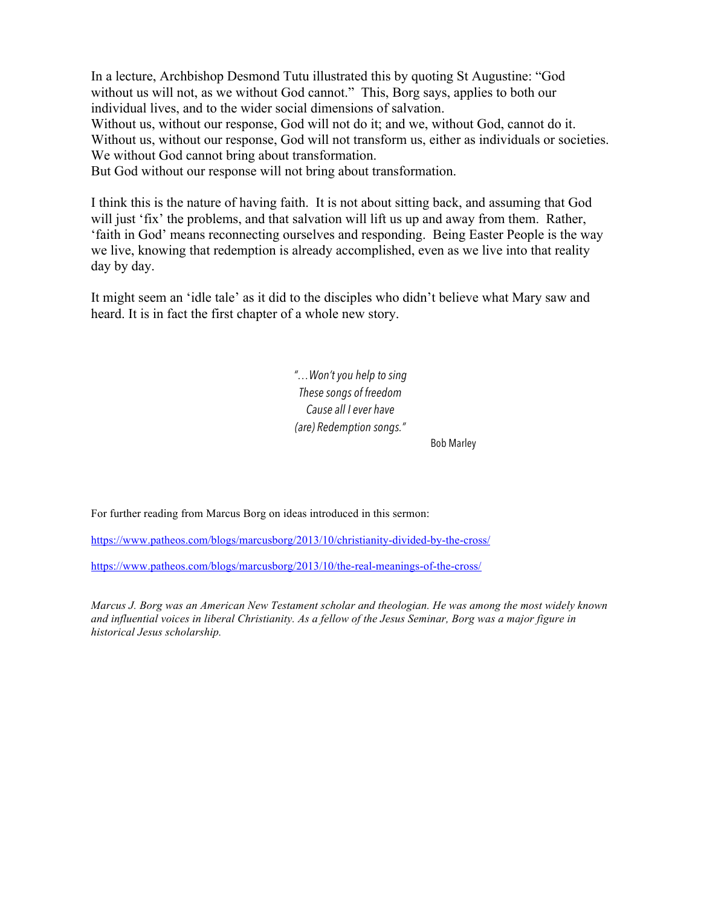In a lecture, Archbishop Desmond Tutu illustrated this by quoting St Augustine: "God without us will not, as we without God cannot." This, Borg says, applies to both our individual lives, and to the wider social dimensions of salvation.
Without us, without our response, God will not do it; and we, without God, cannot do it.
Without us, without our response, God will not transform us, either as individuals or societies.
We without God cannot bring about transformation.
But God without our response will not bring about transformation.

I think this is the nature of having faith. It is not about sitting back, and assuming that God will just 'fix' the problems, and that salvation will lift us up and away from them. Rather, 'faith in God' means reconnecting ourselves and responding. Being Easter People is the way we live, knowing that redemption is already accomplished, even as we live into that reality day by day.

It might seem an 'idle tale' as it did to the disciples who didn't believe what Mary saw and heard. It is in fact the first chapter of a whole new story.

*"…Won't you help to sing*
*These songs of freedom*
*Cause all I ever have*
*(are) Redemption songs."*

Bob Marley

For further reading from Marcus Borg on ideas introduced in this sermon:

https://www.patheos.com/blogs/marcusborg/2013/10/christianity-divided-by-the-cross/

https://www.patheos.com/blogs/marcusborg/2013/10/the-real-meanings-of-the-cross/

*Marcus J. Borg was an American New Testament scholar and theologian. He was among the most widely known and influential voices in liberal Christianity. As a fellow of the Jesus Seminar, Borg was a major figure in historical Jesus scholarship.*